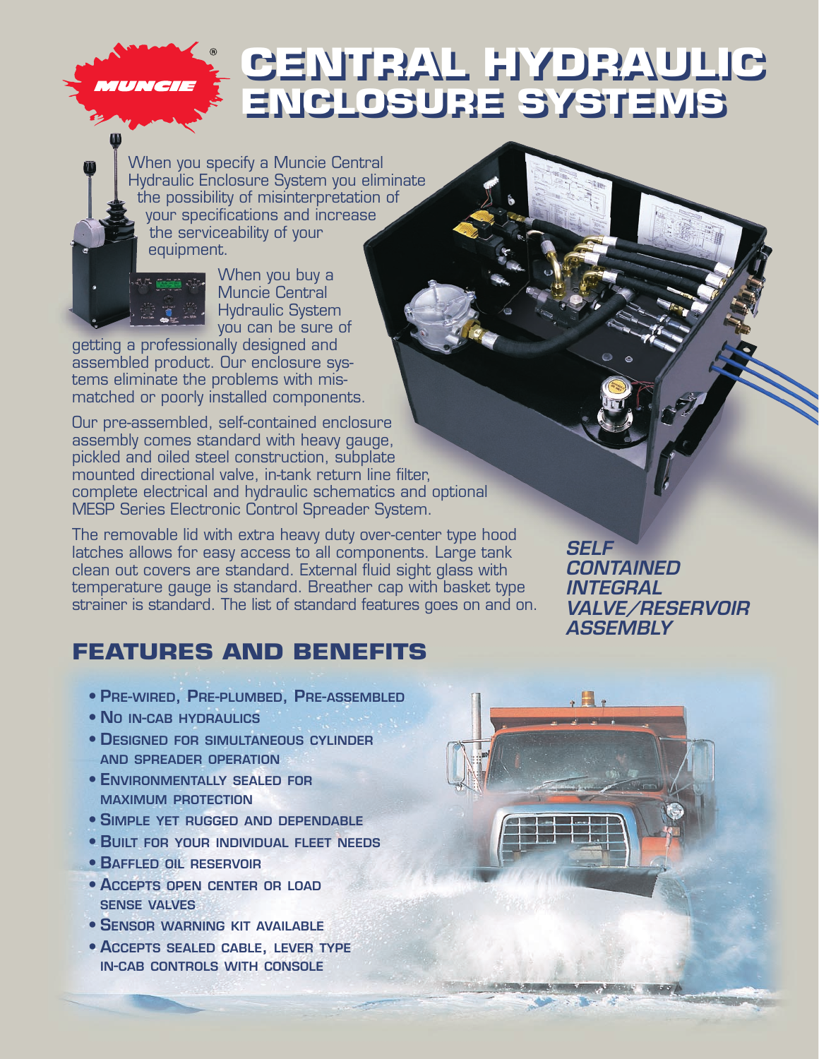# CENTRAL HYDRAULIC ENCLOSURE SYSTEMS

When you specify a Muncie Central Hydraulic Enclosure System you eliminate the possibility of misinterpretation of your specifications and increase the serviceability of your equipment.

When you buy a Muncie Central Hydraulic System you can be sure of getting a professionally designed and assembled product. Our enclosure systems eliminate the problems with mismatched or poorly installed components.

Our pre-assembled, self-contained enclosure assembly comes standard with heavy gauge, pickled and oiled steel construction, subplate mounted directional valve, in-tank return line filter, complete electrical and hydraulic schematics and optional MESP Series Electronic Control Spreader System.

The removable lid with extra heavy duty over-center type hood latches allows for easy access to all components. Large tank clean out covers are standard. External fluid sight glass with temperature gauge is standard. Breather cap with basket type strainer is standard. The list of standard features goes on and on.

***SELF CONTAINED INTEGRAL VALVE/RESERVOIR ASSEMBLY***

## FEATURES AND BENEFITS

- Pre-wired, Pre-plumbed, Pre-assembled
- No in-cab hydraulics
- Designed for simultaneous cylinder and spreader operation
- Environmentally sealed for maximum protection
- Simple yet rugged and dependable
- Built for your individual fleet needs
- Baffled oil reservoir
- Accepts open center or load sense valves
- Sensor warning kit available
- Accepts sealed cable, lever type in-cab controls with console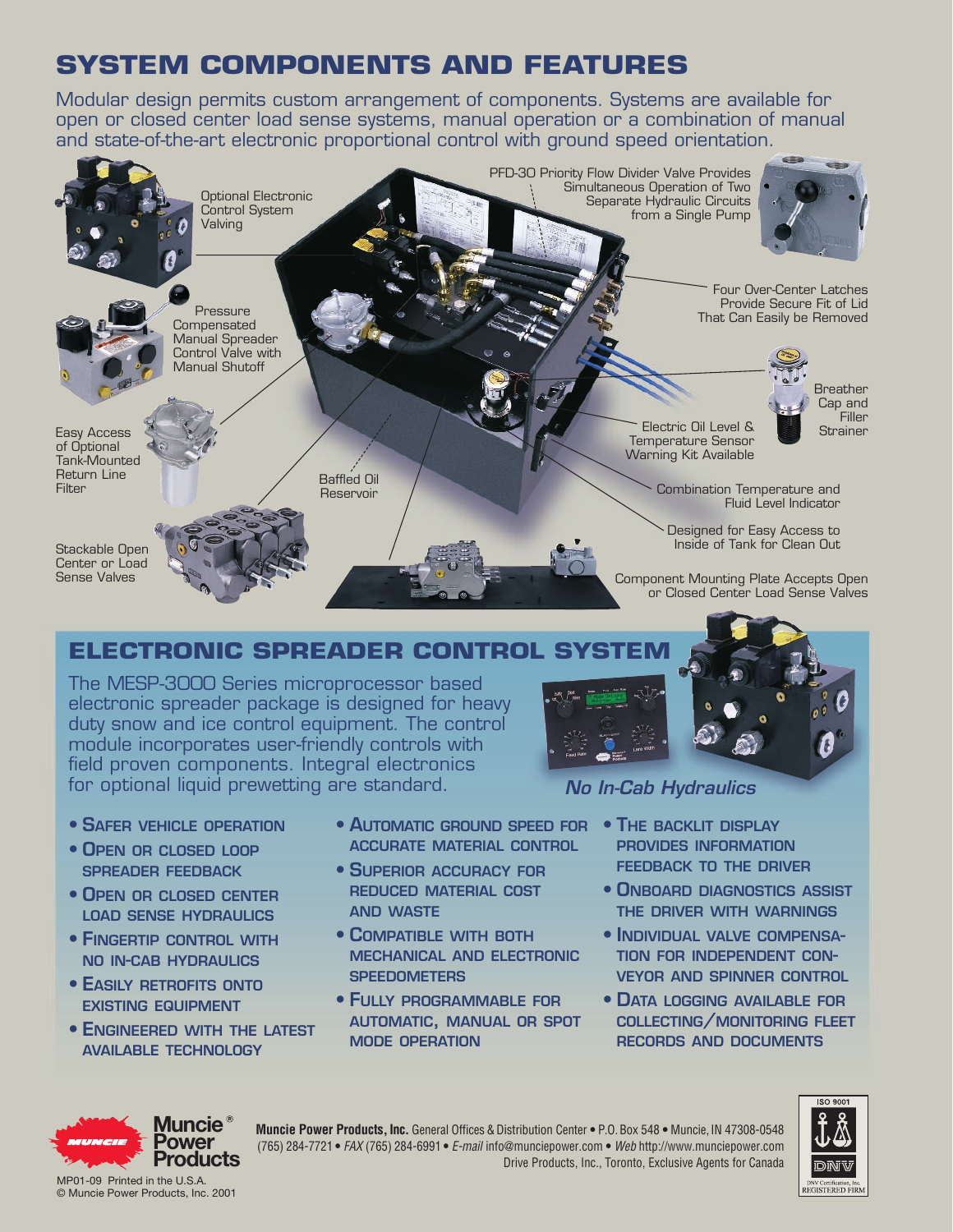# SYSTEM COMPONENTS AND FEATURES

Modular design permits custom arrangement of components. Systems are available for open or closed center load sense systems, manual operation or a combination of manual and state-of-the-art electronic proportional control with ground speed orientation.

Optional Electronic Control System Valving

PFD-30 Priority Flow Divider Valve Provides Simultaneous Operation of Two Separate Hydraulic Circuits from a Single Pump

Four Over-Center Latches Provide Secure Fit of Lid That Can Easily be Removed

Pressure Compensated Manual Spreader Control Valve with Manual Shutoff

Breather Cap and Filler Strainer

Electric Oil Level & Temperature Sensor Warning Kit Available

Easy Access of Optional Tank-Mounted Return Line Filter

Baffled Oil Reservoir

Combination Temperature and Fluid Level Indicator

Designed for Easy Access to Inside of Tank for Clean Out

Stackable Open Center or Load Sense Valves

Component Mounting Plate Accepts Open or Closed Center Load Sense Valves

## ELECTRONIC SPREADER CONTROL SYSTEM

The MESP-3000 Series microprocessor based electronic spreader package is designed for heavy duty snow and ice control equipment. The control module incorporates user-friendly controls with field proven components. Integral electronics for optional liquid prewetting are standard.

*No In-Cab Hydraulics*

- Safer vehicle operation
- Open or closed loop spreader feedback
- Open or closed center load sense hydraulics
- Fingertip control with no in-cab hydraulics
- Easily retrofits onto existing equipment
- Engineered with the latest available technology
- Automatic ground speed for accurate material control
- Superior accuracy for reduced material cost and waste
- Compatible with both mechanical and electronic speedometers
- Fully programmable for automatic, manual or spot mode operation
- The backlit display provides information feedback to the driver
- Onboard diagnostics assist the driver with warnings
- Individual valve compensation for independent conveyor and spinner control
- Data logging available for collecting/monitoring fleet records and documents

**Muncie Power Products, Inc.** General Offices & Distribution Center • P.O. Box 548 • Muncie, IN 47308-0548
(765) 284-7721 • *FAX* (765) 284-6991 • *E-mail* info@munciepower.com • *Web* http://www.munciepower.com
Drive Products, Inc., Toronto, Exclusive Agents for Canada

ISO 9001 DNV Certification, Inc. REGISTERED FIRM

MP01-09 Printed in the U.S.A.
© Muncie Power Products, Inc. 2001